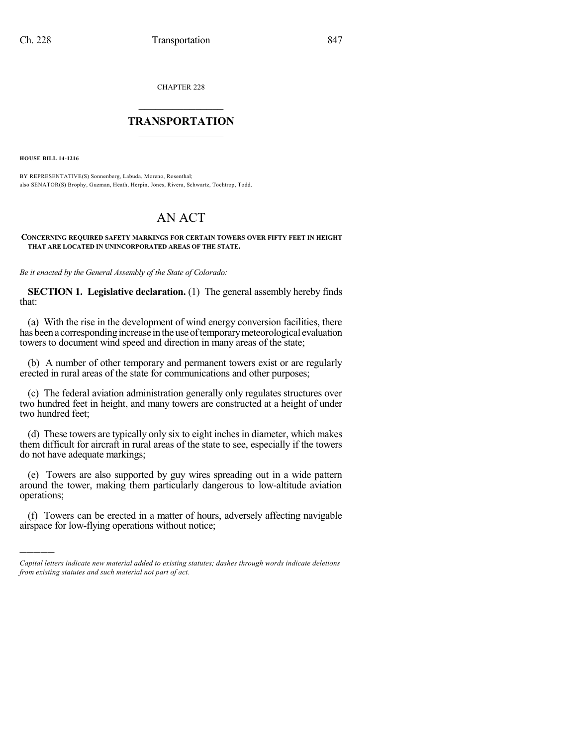CHAPTER 228

# TRANSPORTATION

**HOUSE BILL 14-1216**

BY REPRESENTATIVE(S) Sonnenberg, Labuda, Moreno, Rosenthal;
also SENATOR(S) Brophy, Guzman, Heath, Herpin, Jones, Rivera, Schwartz, Tochtrop, Todd.

# AN ACT

**CONCERNING REQUIRED SAFETY MARKINGS FOR CERTAIN TOWERS OVER FIFTY FEET IN HEIGHT THAT ARE LOCATED IN UNINCORPORATED AREAS OF THE STATE.**

*Be it enacted by the General Assembly of the State of Colorado:*

**SECTION 1. Legislative declaration.** (1) The general assembly hereby finds that:

(a) With the rise in the development of wind energy conversion facilities, there has been a corresponding increase in the use of temporary meteorological evaluation towers to document wind speed and direction in many areas of the state;

(b) A number of other temporary and permanent towers exist or are regularly erected in rural areas of the state for communications and other purposes;

(c) The federal aviation administration generally only regulates structures over two hundred feet in height, and many towers are constructed at a height of under two hundred feet;

(d) These towers are typically only six to eight inches in diameter, which makes them difficult for aircraft in rural areas of the state to see, especially if the towers do not have adequate markings;

(e) Towers are also supported by guy wires spreading out in a wide pattern around the tower, making them particularly dangerous to low-altitude aviation operations;

(f) Towers can be erected in a matter of hours, adversely affecting navigable airspace for low-flying operations without notice;

---

*Capital letters indicate new material added to existing statutes; dashes through words indicate deletions from existing statutes and such material not part of act.*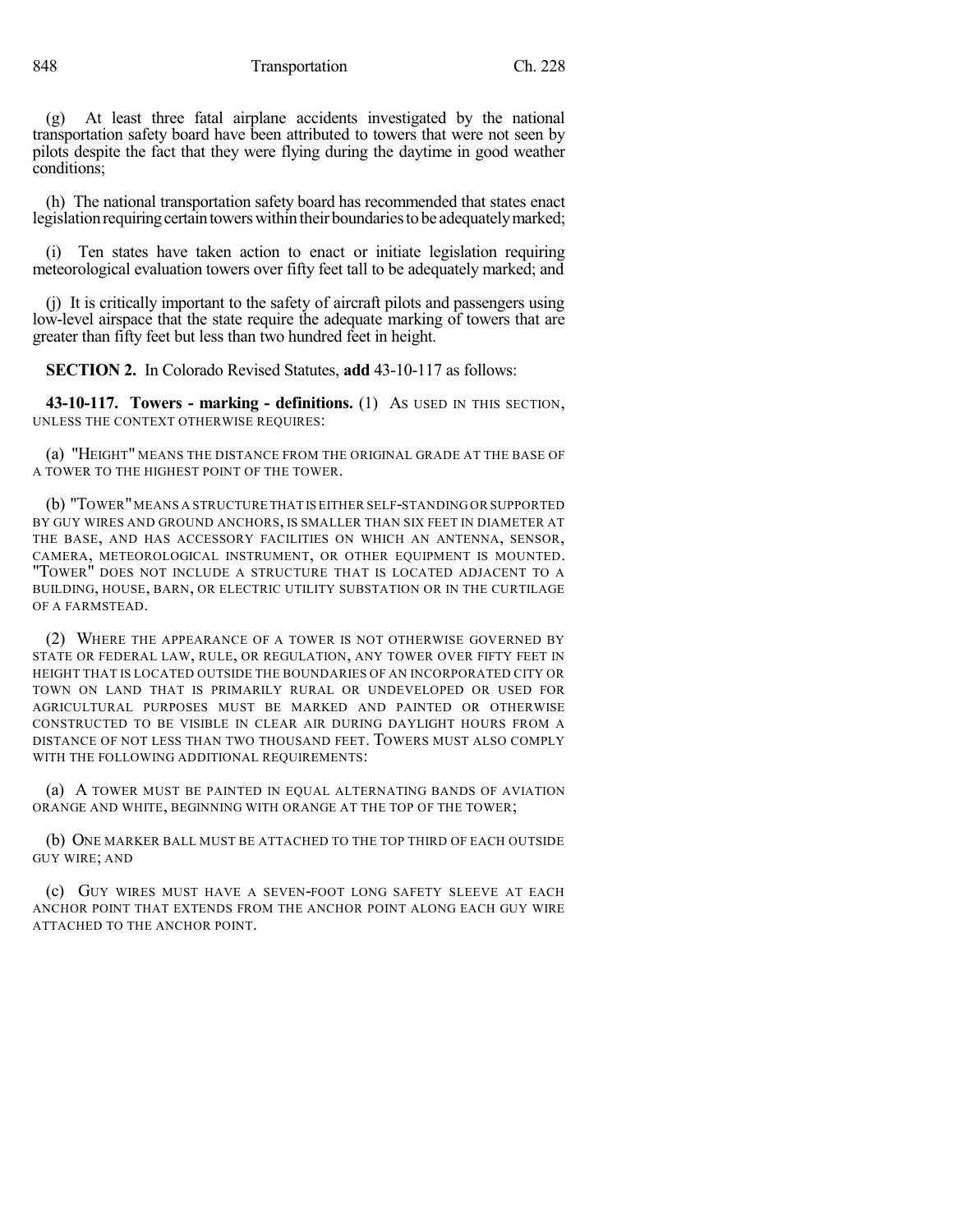(g) At least three fatal airplane accidents investigated by the national transportation safety board have been attributed to towers that were not seen by pilots despite the fact that they were flying during the daytime in good weather conditions;

(h) The national transportation safety board has recommended that states enact legislation requiring certain towers within their boundaries to be adequately marked;

(i) Ten states have taken action to enact or initiate legislation requiring meteorological evaluation towers over fifty feet tall to be adequately marked; and

(j) It is critically important to the safety of aircraft pilots and passengers using low-level airspace that the state require the adequate marking of towers that are greater than fifty feet but less than two hundred feet in height.

**SECTION 2.** In Colorado Revised Statutes, **add** 43-10-117 as follows:

**43-10-117. Towers - marking - definitions.** (1) AS USED IN THIS SECTION, UNLESS THE CONTEXT OTHERWISE REQUIRES:

(a) "HEIGHT" MEANS THE DISTANCE FROM THE ORIGINAL GRADE AT THE BASE OF A TOWER TO THE HIGHEST POINT OF THE TOWER.

(b) "TOWER" MEANS A STRUCTURE THAT IS EITHER SELF-STANDING OR SUPPORTED BY GUY WIRES AND GROUND ANCHORS, IS SMALLER THAN SIX FEET IN DIAMETER AT THE BASE, AND HAS ACCESSORY FACILITIES ON WHICH AN ANTENNA, SENSOR, CAMERA, METEOROLOGICAL INSTRUMENT, OR OTHER EQUIPMENT IS MOUNTED. "TOWER" DOES NOT INCLUDE A STRUCTURE THAT IS LOCATED ADJACENT TO A BUILDING, HOUSE, BARN, OR ELECTRIC UTILITY SUBSTATION OR IN THE CURTILAGE OF A FARMSTEAD.

(2) WHERE THE APPEARANCE OF A TOWER IS NOT OTHERWISE GOVERNED BY STATE OR FEDERAL LAW, RULE, OR REGULATION, ANY TOWER OVER FIFTY FEET IN HEIGHT THAT IS LOCATED OUTSIDE THE BOUNDARIES OF AN INCORPORATED CITY OR TOWN ON LAND THAT IS PRIMARILY RURAL OR UNDEVELOPED OR USED FOR AGRICULTURAL PURPOSES MUST BE MARKED AND PAINTED OR OTHERWISE CONSTRUCTED TO BE VISIBLE IN CLEAR AIR DURING DAYLIGHT HOURS FROM A DISTANCE OF NOT LESS THAN TWO THOUSAND FEET. TOWERS MUST ALSO COMPLY WITH THE FOLLOWING ADDITIONAL REQUIREMENTS:

(a) A TOWER MUST BE PAINTED IN EQUAL ALTERNATING BANDS OF AVIATION ORANGE AND WHITE, BEGINNING WITH ORANGE AT THE TOP OF THE TOWER;

(b) ONE MARKER BALL MUST BE ATTACHED TO THE TOP THIRD OF EACH OUTSIDE GUY WIRE; AND

(c) GUY WIRES MUST HAVE A SEVEN-FOOT LONG SAFETY SLEEVE AT EACH ANCHOR POINT THAT EXTENDS FROM THE ANCHOR POINT ALONG EACH GUY WIRE ATTACHED TO THE ANCHOR POINT.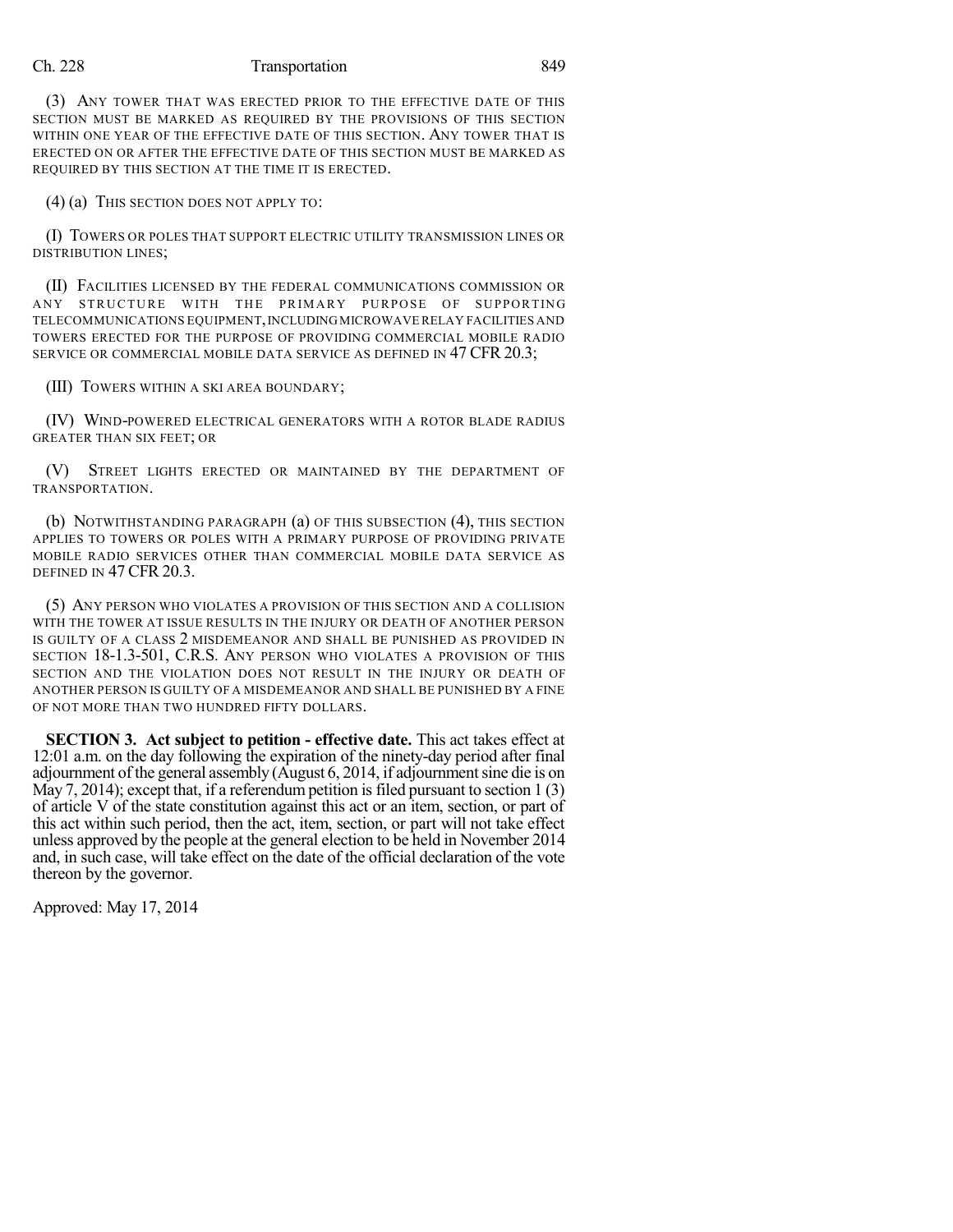(3) ANY TOWER THAT WAS ERECTED PRIOR TO THE EFFECTIVE DATE OF THIS SECTION MUST BE MARKED AS REQUIRED BY THE PROVISIONS OF THIS SECTION WITHIN ONE YEAR OF THE EFFECTIVE DATE OF THIS SECTION. ANY TOWER THAT IS ERECTED ON OR AFTER THE EFFECTIVE DATE OF THIS SECTION MUST BE MARKED AS REQUIRED BY THIS SECTION AT THE TIME IT IS ERECTED.

(4) (a) THIS SECTION DOES NOT APPLY TO:

(I) TOWERS OR POLES THAT SUPPORT ELECTRIC UTILITY TRANSMISSION LINES OR DISTRIBUTION LINES;

(II) FACILITIES LICENSED BY THE FEDERAL COMMUNICATIONS COMMISSION OR ANY STRUCTURE WITH THE PRIMARY PURPOSE OF SUPPORTING TELECOMMUNICATIONS EQUIPMENT, INCLUDING MICROWAVE RELAY FACILITIES AND TOWERS ERECTED FOR THE PURPOSE OF PROVIDING COMMERCIAL MOBILE RADIO SERVICE OR COMMERCIAL MOBILE DATA SERVICE AS DEFINED IN 47 CFR 20.3;

(III) TOWERS WITHIN A SKI AREA BOUNDARY;

(IV) WIND-POWERED ELECTRICAL GENERATORS WITH A ROTOR BLADE RADIUS GREATER THAN SIX FEET; OR

(V) STREET LIGHTS ERECTED OR MAINTAINED BY THE DEPARTMENT OF TRANSPORTATION.

(b) NOTWITHSTANDING PARAGRAPH (a) OF THIS SUBSECTION (4), THIS SECTION APPLIES TO TOWERS OR POLES WITH A PRIMARY PURPOSE OF PROVIDING PRIVATE MOBILE RADIO SERVICES OTHER THAN COMMERCIAL MOBILE DATA SERVICE AS DEFINED IN 47 CFR 20.3.

(5) ANY PERSON WHO VIOLATES A PROVISION OF THIS SECTION AND A COLLISION WITH THE TOWER AT ISSUE RESULTS IN THE INJURY OR DEATH OF ANOTHER PERSON IS GUILTY OF A CLASS 2 MISDEMEANOR AND SHALL BE PUNISHED AS PROVIDED IN SECTION 18-1.3-501, C.R.S. ANY PERSON WHO VIOLATES A PROVISION OF THIS SECTION AND THE VIOLATION DOES NOT RESULT IN THE INJURY OR DEATH OF ANOTHER PERSON IS GUILTY OF A MISDEMEANOR AND SHALL BE PUNISHED BY A FINE OF NOT MORE THAN TWO HUNDRED FIFTY DOLLARS.

**SECTION 3. Act subject to petition - effective date.** This act takes effect at 12:01 a.m. on the day following the expiration of the ninety-day period after final adjournment of the general assembly (August 6, 2014, if adjournment sine die is on May 7, 2014); except that, if a referendum petition is filed pursuant to section 1 (3) of article V of the state constitution against this act or an item, section, or part of this act within such period, then the act, item, section, or part will not take effect unless approved by the people at the general election to be held in November 2014 and, in such case, will take effect on the date of the official declaration of the vote thereon by the governor.

Approved: May 17, 2014